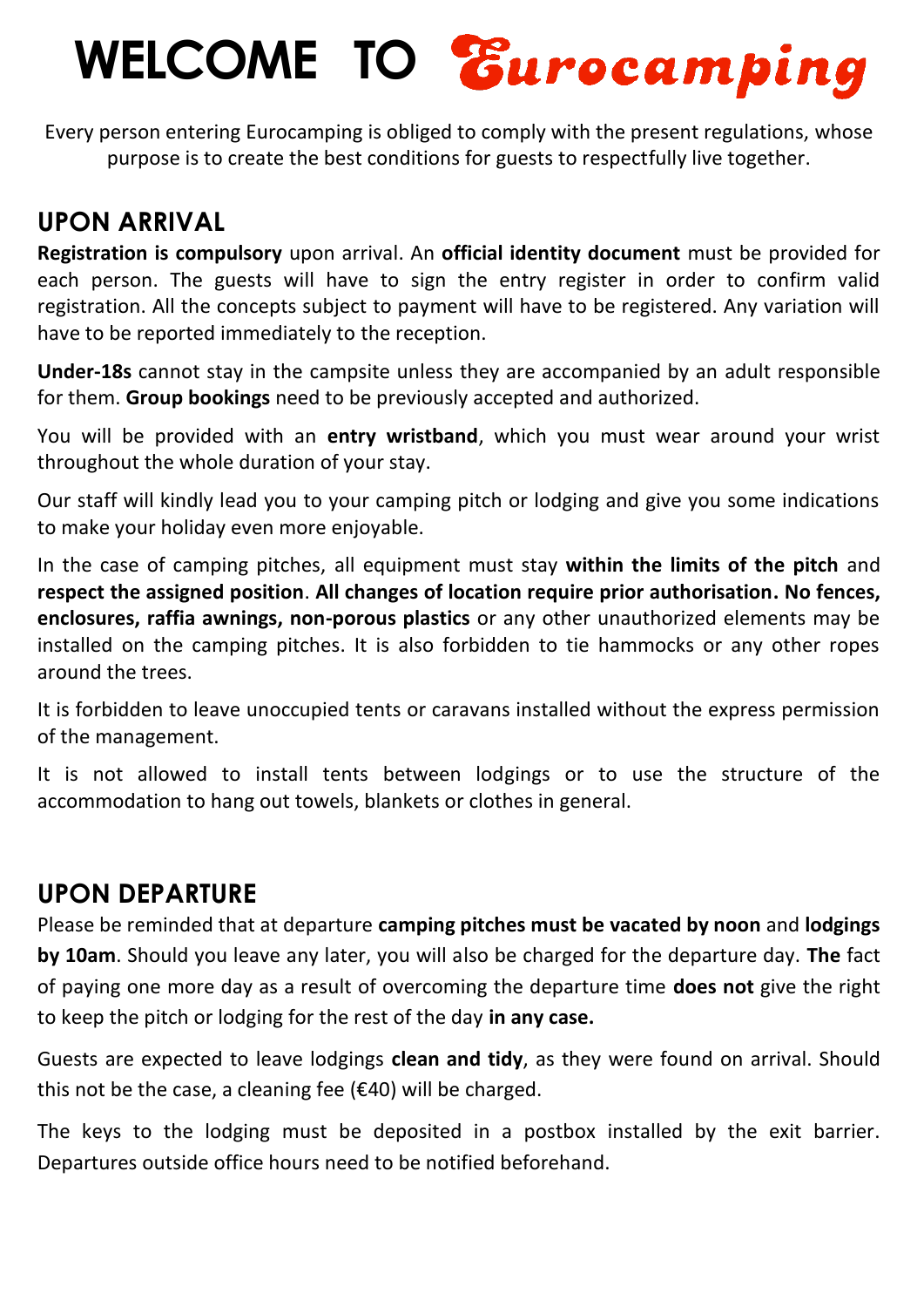# WELCOME TO Eurocamping

Every person entering Eurocamping is obliged to comply with the present regulations, whose purpose is to create the best conditions for guests to respectfully live together.

## UPON ARRIVAL

**Registration is compulsory** upon arrival. An **official identity document** must be provided for each person. The guests will have to sign the entry register in order to confirm valid registration. All the concepts subject to payment will have to be registered. Any variation will have to be reported immediately to the reception.

**Under-18s** cannot stay in the campsite unless they are accompanied by an adult responsible for them. **Group bookings** need to be previously accepted and authorized.

You will be provided with an **entry wristband**, which you must wear around your wrist throughout the whole duration of your stay.

Our staff will kindly lead you to your camping pitch or lodging and give you some indications to make your holiday even more enjoyable.

In the case of camping pitches, all equipment must stay **within the limits of the pitch** and **respect the assigned position**. **All changes of location require prior authorisation. No fences, enclosures, raffia awnings, non-porous plastics** or any other unauthorized elements may be installed on the camping pitches. It is also forbidden to tie hammocks or any other ropes around the trees.

It is forbidden to leave unoccupied tents or caravans installed without the express permission of the management.

It is not allowed to install tents between lodgings or to use the structure of the accommodation to hang out towels, blankets or clothes in general.

## UPON DEPARTURE

Please be reminded that at departure **camping pitches must be vacated by noon** and **lodgings by 10am**. Should you leave any later, you will also be charged for the departure day. **The** fact of paying one more day as a result of overcoming the departure time **does not** give the right to keep the pitch or lodging for the rest of the day **in any case.**

Guests are expected to leave lodgings **clean and tidy**, as they were found on arrival. Should this not be the case, a cleaning fee (€40) will be charged.

The keys to the lodging must be deposited in a postbox installed by the exit barrier. Departures outside office hours need to be notified beforehand.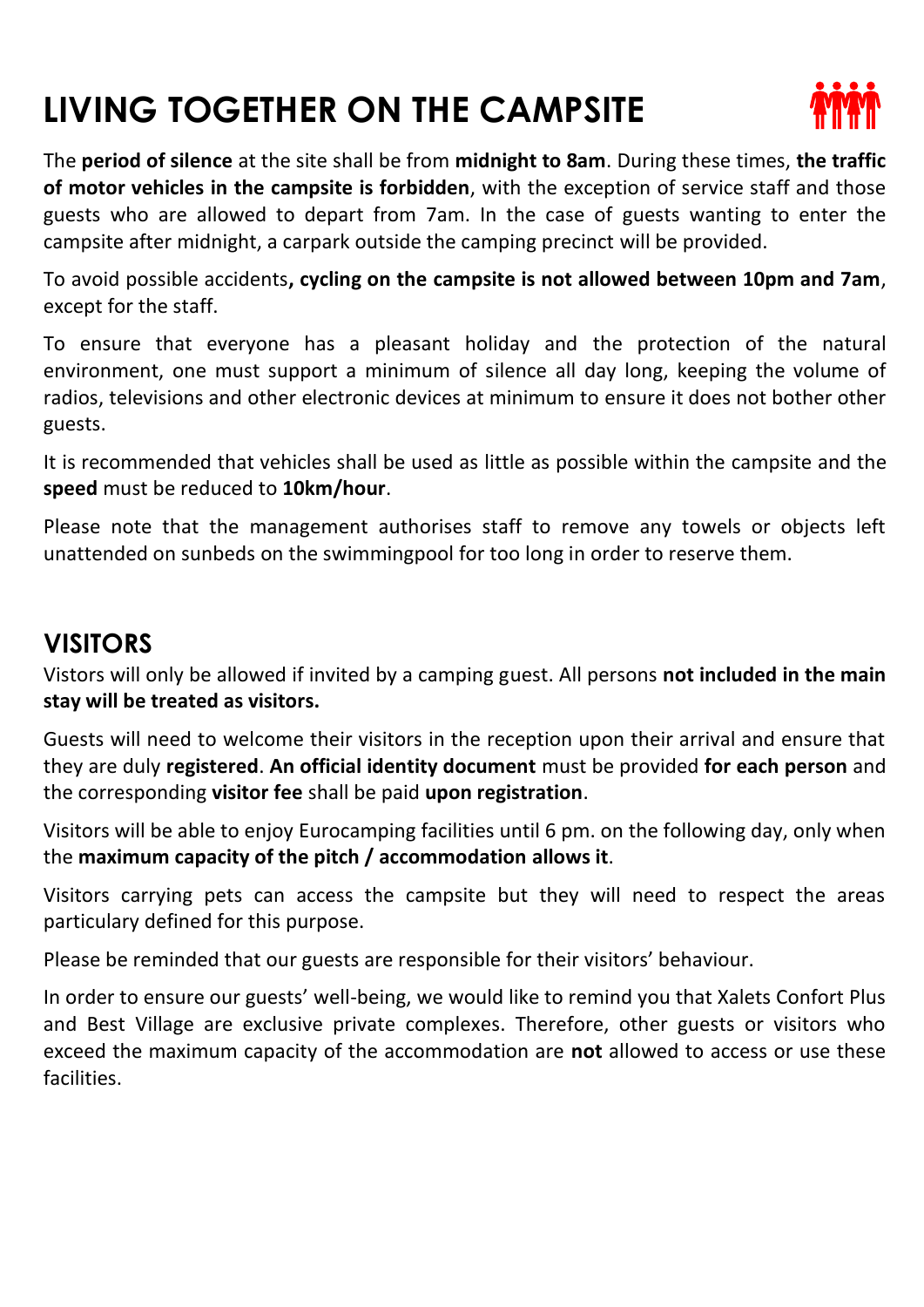# LIVING TOGETHER ON THE CAMPSITE

The **period of silence** at the site shall be from **midnight to 8am**. During these times, **the traffic of motor vehicles in the campsite is forbidden**, with the exception of service staff and those guests who are allowed to depart from 7am. In the case of guests wanting to enter the campsite after midnight, a carpark outside the camping precinct will be provided.

To avoid possible accidents**, cycling on the campsite is not allowed between 10pm and 7am**, except for the staff.

To ensure that everyone has a pleasant holiday and the protection of the natural environment, one must support a minimum of silence all day long, keeping the volume of radios, televisions and other electronic devices at minimum to ensure it does not bother other guests.

It is recommended that vehicles shall be used as little as possible within the campsite and the **speed** must be reduced to **10km/hour**.

Please note that the management authorises staff to remove any towels or objects left unattended on sunbeds on the swimmingpool for too long in order to reserve them.

## VISITORS

Vistors will only be allowed if invited by a camping guest. All persons **not included in the main stay will be treated as visitors.**

Guests will need to welcome their visitors in the reception upon their arrival and ensure that they are duly **registered**. **An official identity document** must be provided **for each person** and the corresponding **visitor fee** shall be paid **upon registration**.

Visitors will be able to enjoy Eurocamping facilities until 6 pm. on the following day, only when the **maximum capacity of the pitch / accommodation allows it**.

Visitors carrying pets can access the campsite but they will need to respect the areas particulary defined for this purpose.

Please be reminded that our guests are responsible for their visitors' behaviour.

In order to ensure our guests' well-being, we would like to remind you that Xalets Confort Plus and Best Village are exclusive private complexes. Therefore, other guests or visitors who exceed the maximum capacity of the accommodation are **not** allowed to access or use these facilities.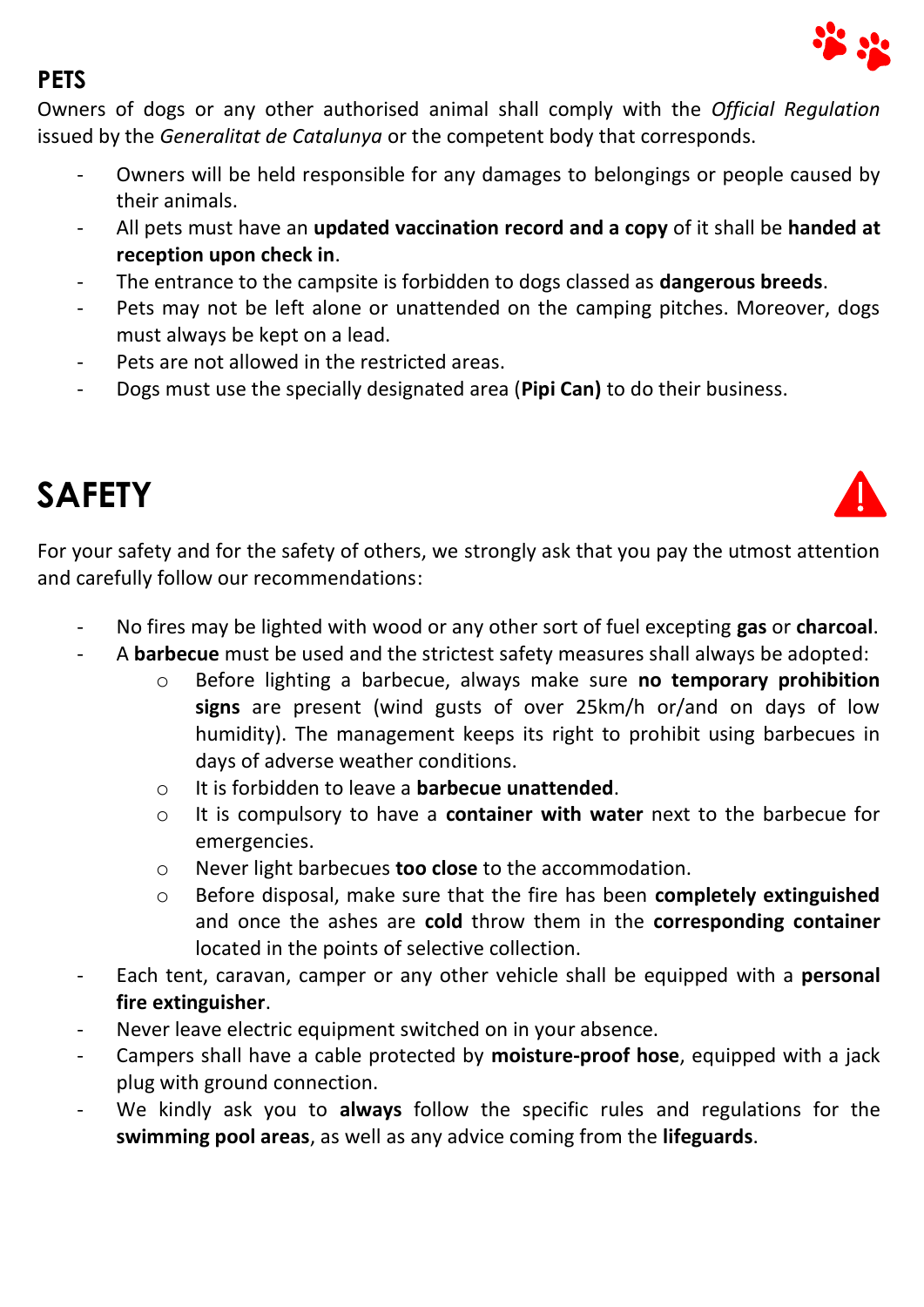## PETS

Owners of dogs or any other authorised animal shall comply with the *Official Regulation* issued by the *Generalitat de Catalunya* or the competent body that corresponds.

- Owners will be held responsible for any damages to belongings or people caused by their animals.
- All pets must have an **updated vaccination record and a copy** of it shall be **handed at reception upon check in**.
- The entrance to the campsite is forbidden to dogs classed as **dangerous breeds**.
- Pets may not be left alone or unattended on the camping pitches. Moreover, dogs must always be kept on a lead.
- Pets are not allowed in the restricted areas.
- Dogs must use the specially designated area (**Pipi Can)** to do their business.

# SAFETY

For your safety and for the safety of others, we strongly ask that you pay the utmost attention and carefully follow our recommendations:

- No fires may be lighted with wood or any other sort of fuel excepting **gas** or **charcoal**.
- A **barbecue** must be used and the strictest safety measures shall always be adopted:
    - Before lighting a barbecue, always make sure **no temporary prohibition signs** are present (wind gusts of over 25km/h or/and on days of low humidity). The management keeps its right to prohibit using barbecues in days of adverse weather conditions.
    - It is forbidden to leave a **barbecue unattended**.
    - It is compulsory to have a **container with water** next to the barbecue for emergencies.
    - Never light barbecues **too close** to the accommodation.
    - Before disposal, make sure that the fire has been **completely extinguished** and once the ashes are **cold** throw them in the **corresponding container** located in the points of selective collection.
- Each tent, caravan, camper or any other vehicle shall be equipped with a **personal fire extinguisher**.
- Never leave electric equipment switched on in your absence.
- Campers shall have a cable protected by **moisture-proof hose**, equipped with a jack plug with ground connection.
- We kindly ask you to **always** follow the specific rules and regulations for the **swimming pool areas**, as well as any advice coming from the **lifeguards**.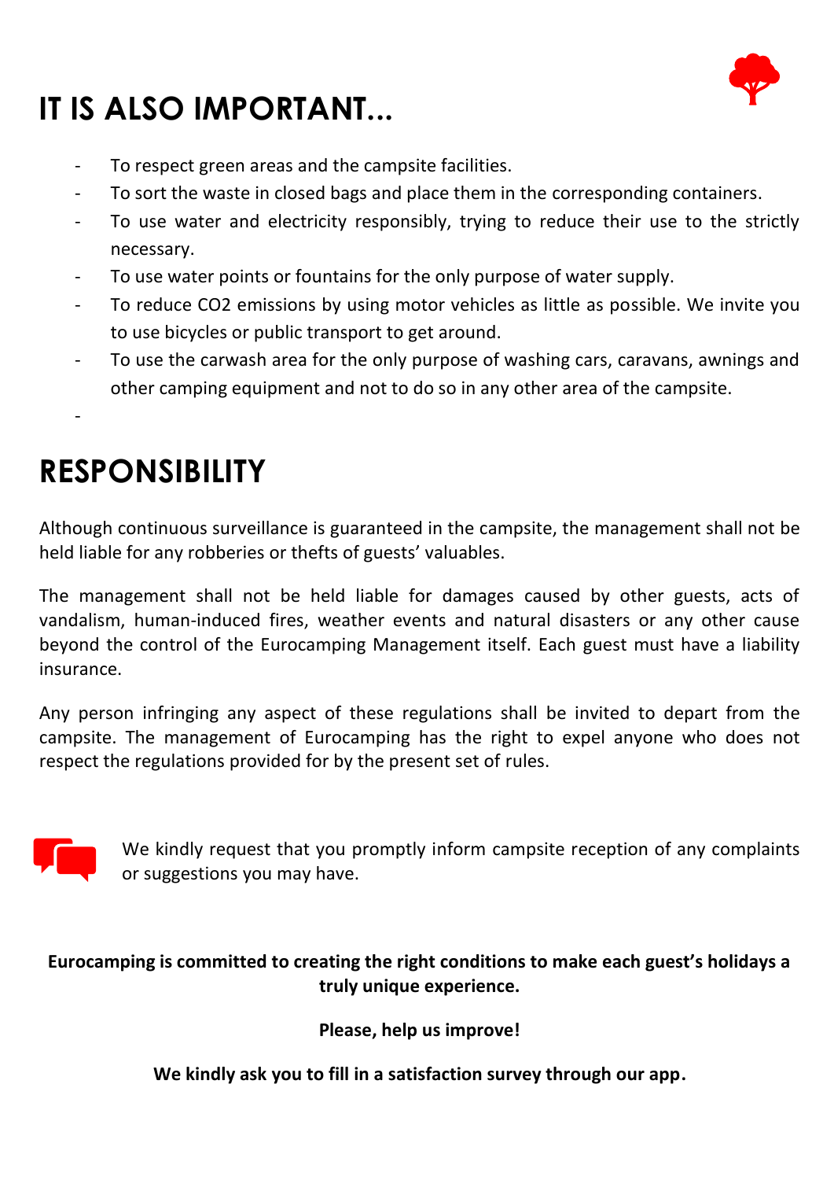# IT IS ALSO IMPORTANT...

- To respect green areas and the campsite facilities.
- To sort the waste in closed bags and place them in the corresponding containers.
- To use water and electricity responsibly, trying to reduce their use to the strictly necessary.
- To use water points or fountains for the only purpose of water supply.
- To reduce $CO_2$ emissions by using motor vehicles as little as possible. We invite you to use bicycles or public transport to get around.
- To use the carwash area for the only purpose of washing cars, caravans, awnings and other camping equipment and not to do so in any other area of the campsite.
-

# RESPONSIBILITY

Although continuous surveillance is guaranteed in the campsite, the management shall not be held liable for any robberies or thefts of guests' valuables.

The management shall not be held liable for damages caused by other guests, acts of vandalism, human-induced fires, weather events and natural disasters or any other cause beyond the control of the Eurocamping Management itself. Each guest must have a liability insurance.

Any person infringing any aspect of these regulations shall be invited to depart from the campsite. The management of Eurocamping has the right to expel anyone who does not respect the regulations provided for by the present set of rules.

We kindly request that you promptly inform campsite reception of any complaints or suggestions you may have.

**Eurocamping is committed to creating the right conditions to make each guest's holidays a truly unique experience.**

**Please, help us improve!**

**We kindly ask you to fill in a satisfaction survey through our app.**